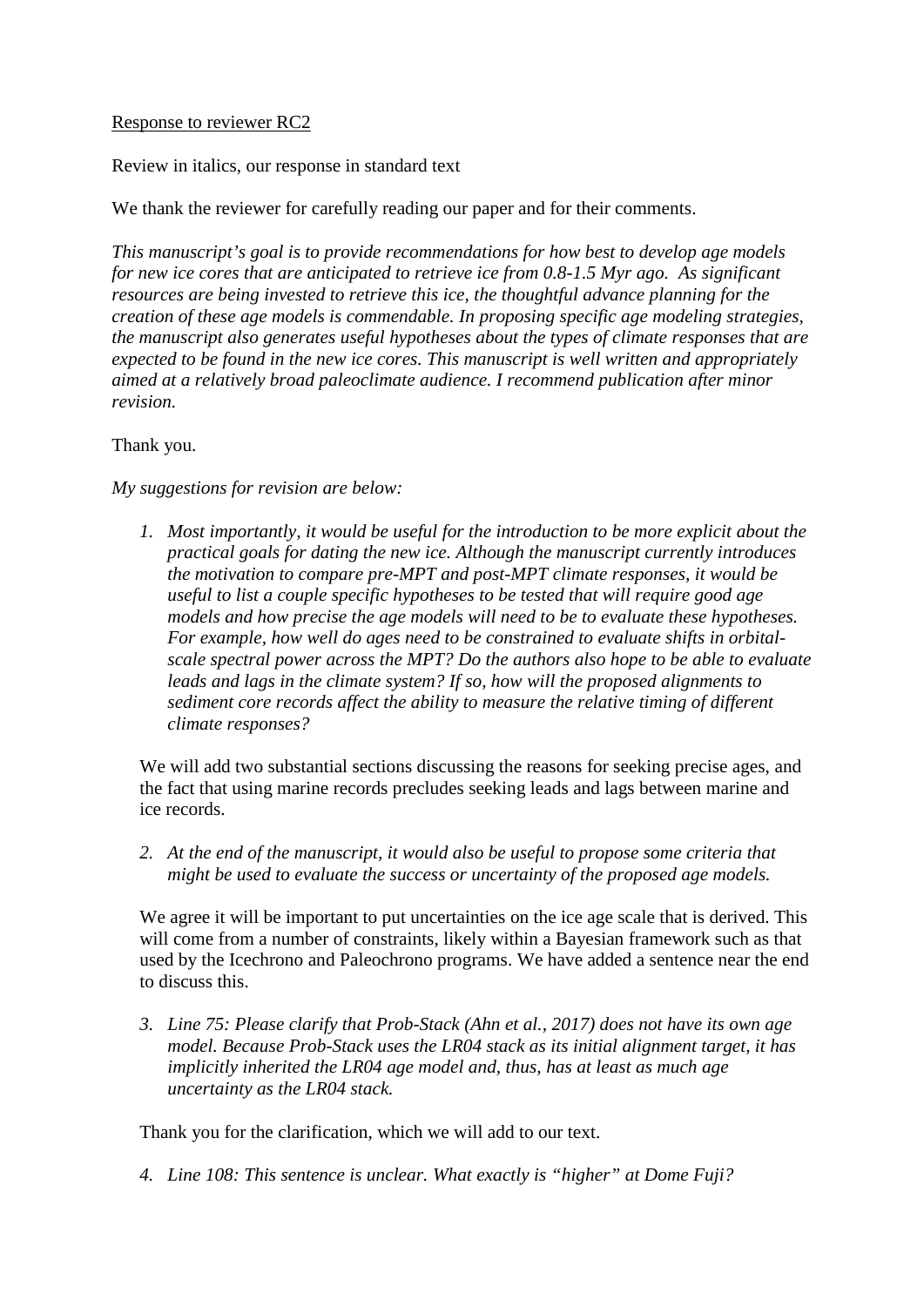<u>Response to reviewer RC2</u>

Review in italics, our response in standard text

We thank the reviewer for carefully reading our paper and for their comments.

*This manuscript's goal is to provide recommendations for how best to develop age models for new ice cores that are anticipated to retrieve ice from 0.8-1.5 Myr ago. As significant resources are being invested to retrieve this ice, the thoughtful advance planning for the creation of these age models is commendable. In proposing specific age modeling strategies, the manuscript also generates useful hypotheses about the types of climate responses that are expected to be found in the new ice cores. This manuscript is well written and appropriately aimed at a relatively broad paleoclimate audience. I recommend publication after minor revision.*

Thank you.

*My suggestions for revision are below:*

1. *Most importantly, it would be useful for the introduction to be more explicit about the practical goals for dating the new ice. Although the manuscript currently introduces the motivation to compare pre-MPT and post-MPT climate responses, it would be useful to list a couple specific hypotheses to be tested that will require good age models and how precise the age models will need to be to evaluate these hypotheses. For example, how well do ages need to be constrained to evaluate shifts in orbital-scale spectral power across the MPT? Do the authors also hope to be able to evaluate leads and lags in the climate system? If so, how will the proposed alignments to sediment core records affect the ability to measure the relative timing of different climate responses?*

   We will add two substantial sections discussing the reasons for seeking precise ages, and the fact that using marine records precludes seeking leads and lags between marine and ice records.

2. *At the end of the manuscript, it would also be useful to propose some criteria that might be used to evaluate the success or uncertainty of the proposed age models.*

   We agree it will be important to put uncertainties on the ice age scale that is derived. This will come from a number of constraints, likely within a Bayesian framework such as that used by the Icechrono and Paleochrono programs. We have added a sentence near the end to discuss this.

3. *Line 75: Please clarify that Prob-Stack (Ahn et al., 2017) does not have its own age model. Because Prob-Stack uses the LR04 stack as its initial alignment target, it has implicitly inherited the LR04 age model and, thus, has at least as much age uncertainty as the LR04 stack.*

   Thank you for the clarification, which we will add to our text.

4. *Line 108: This sentence is unclear. What exactly is "higher" at Dome Fuji?*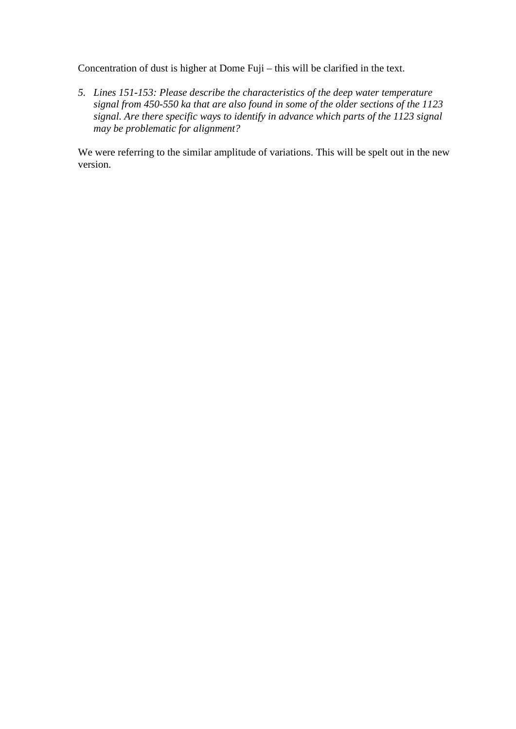Concentration of dust is higher at Dome Fuji – this will be clarified in the text.

5. *Lines 151-153: Please describe the characteristics of the deep water temperature signal from 450-550 ka that are also found in some of the older sections of the 1123 signal. Are there specific ways to identify in advance which parts of the 1123 signal may be problematic for alignment?*

We were referring to the similar amplitude of variations. This will be spelt out in the new version.